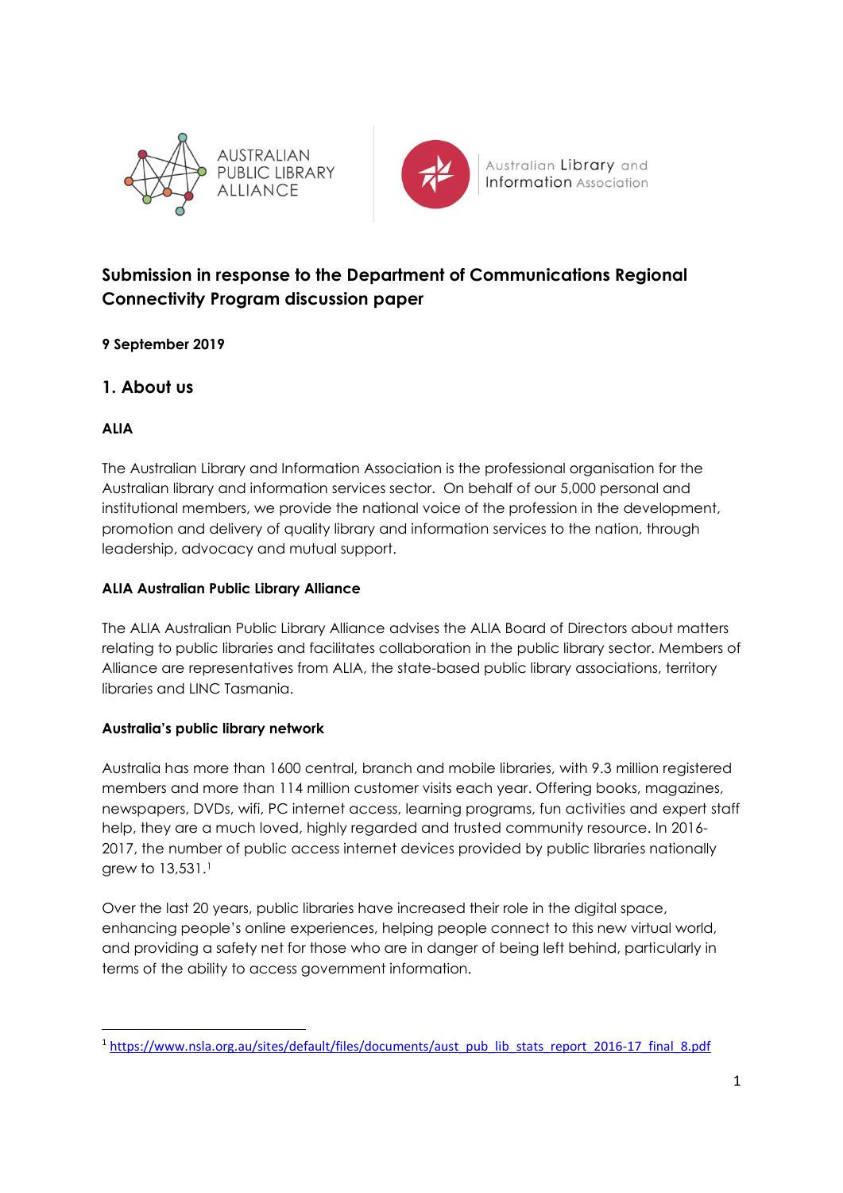AUSTRALIAN PUBLIC LIBRARY ALLIANCE

Australian Library and Information Association

# Submission in response to the Department of Communications Regional Connectivity Program discussion paper

**9 September 2019**

## 1. About us

### ALIA

The Australian Library and Information Association is the professional organisation for the Australian library and information services sector. On behalf of our 5,000 personal and institutional members, we provide the national voice of the profession in the development, promotion and delivery of quality library and information services to the nation, through leadership, advocacy and mutual support.

### ALIA Australian Public Library Alliance

The ALIA Australian Public Library Alliance advises the ALIA Board of Directors about matters relating to public libraries and facilitates collaboration in the public library sector. Members of Alliance are representatives from ALIA, the state-based public library associations, territory libraries and LINC Tasmania.

### Australia's public library network

Australia has more than 1600 central, branch and mobile libraries, with 9.3 million registered members and more than 114 million customer visits each year. Offering books, magazines, newspapers, DVDs, wifi, PC internet access, learning programs, fun activities and expert staff help, they are a much loved, highly regarded and trusted community resource. In 2016-2017, the number of public access internet devices provided by public libraries nationally grew to 13,531.[1]

Over the last 20 years, public libraries have increased their role in the digital space, enhancing people's online experiences, helping people connect to this new virtual world, and providing a safety net for those who are in danger of being left behind, particularly in terms of the ability to access government information.

---

[1] https://www.nsla.org.au/sites/default/files/documents/aust_pub_lib_stats_report_2016-17_final_8.pdf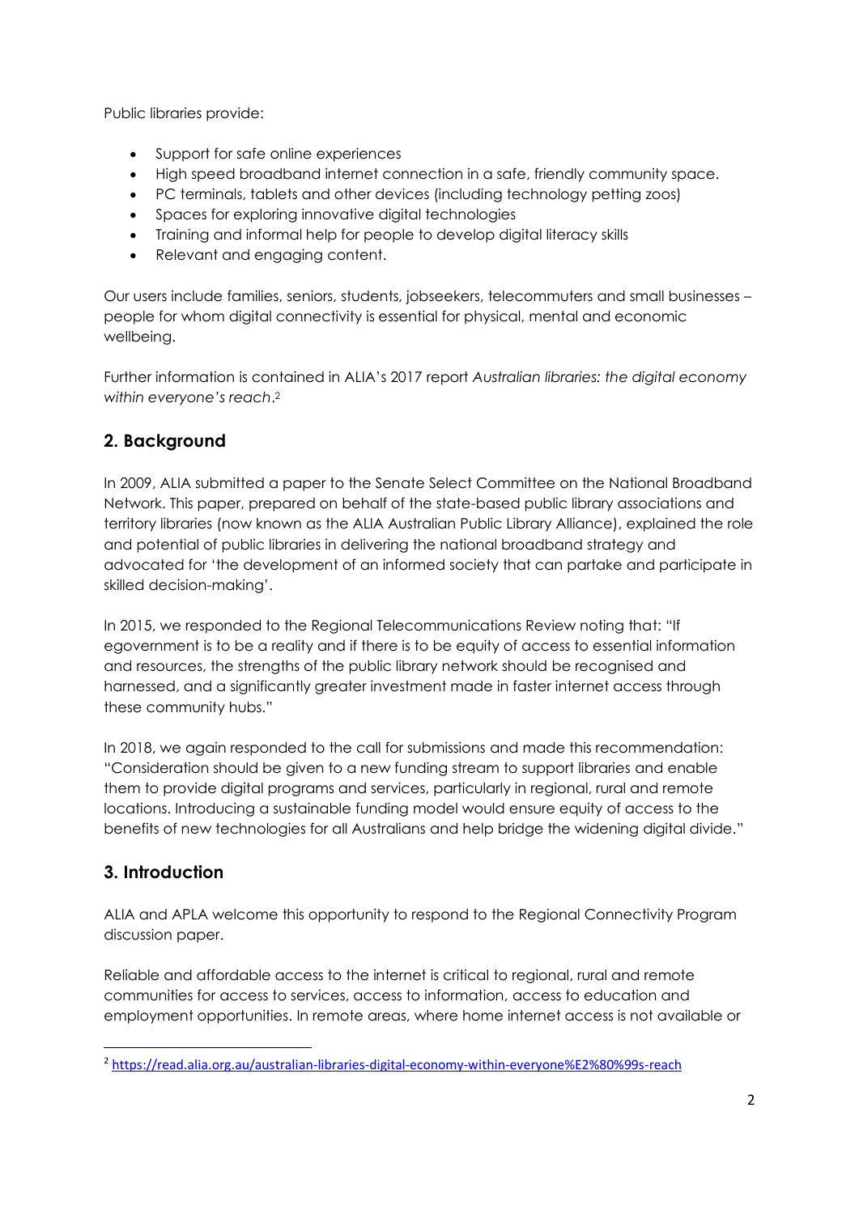Public libraries provide:

- Support for safe online experiences
- High speed broadband internet connection in a safe, friendly community space.
- PC terminals, tablets and other devices (including technology petting zoos)
- Spaces for exploring innovative digital technologies
- Training and informal help for people to develop digital literacy skills
- Relevant and engaging content.

Our users include families, seniors, students, jobseekers, telecommuters and small businesses – people for whom digital connectivity is essential for physical, mental and economic wellbeing.

Further information is contained in ALIA's 2017 report *Australian libraries: the digital economy within everyone's reach*.[2]

## 2. Background

In 2009, ALIA submitted a paper to the Senate Select Committee on the National Broadband Network. This paper, prepared on behalf of the state-based public library associations and territory libraries (now known as the ALIA Australian Public Library Alliance), explained the role and potential of public libraries in delivering the national broadband strategy and advocated for 'the development of an informed society that can partake and participate in skilled decision-making'.

In 2015, we responded to the Regional Telecommunications Review noting that: "If egovernment is to be a reality and if there is to be equity of access to essential information and resources, the strengths of the public library network should be recognised and harnessed, and a significantly greater investment made in faster internet access through these community hubs."

In 2018, we again responded to the call for submissions and made this recommendation: "Consideration should be given to a new funding stream to support libraries and enable them to provide digital programs and services, particularly in regional, rural and remote locations. Introducing a sustainable funding model would ensure equity of access to the benefits of new technologies for all Australians and help bridge the widening digital divide."

## 3. Introduction

ALIA and APLA welcome this opportunity to respond to the Regional Connectivity Program discussion paper.

Reliable and affordable access to the internet is critical to regional, rural and remote communities for access to services, access to information, access to education and employment opportunities. In remote areas, where home internet access is not available or

---

[2] https://read.alia.org.au/australian-libraries-digital-economy-within-everyone%E2%80%99s-reach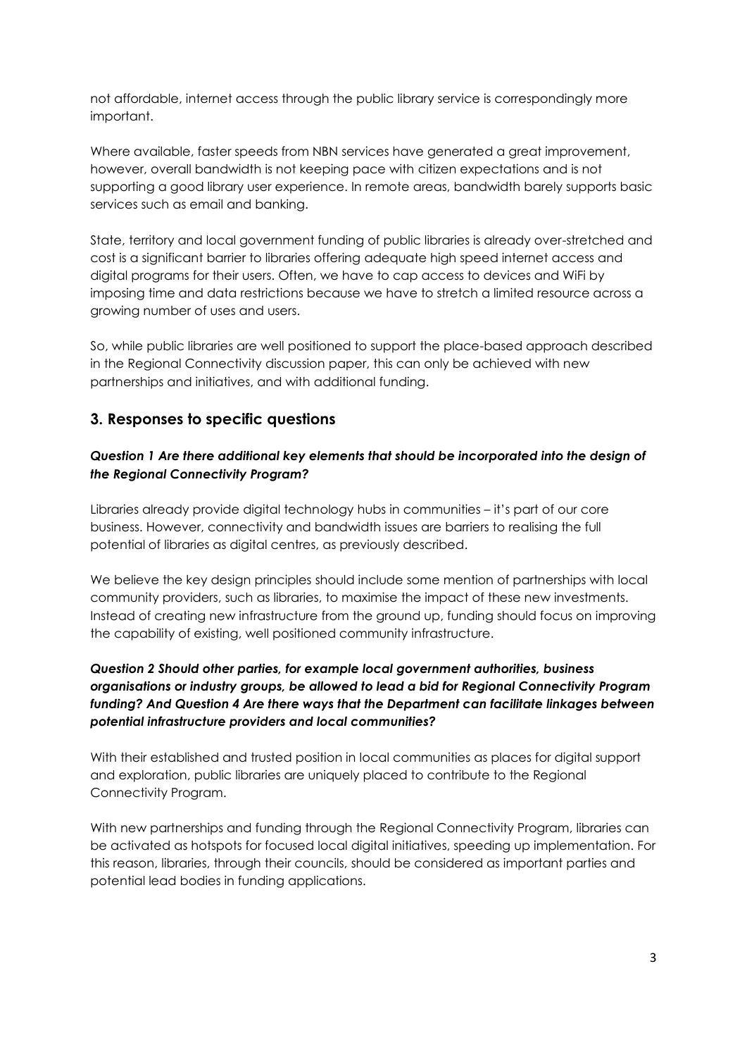not affordable, internet access through the public library service is correspondingly more important.

Where available, faster speeds from NBN services have generated a great improvement, however, overall bandwidth is not keeping pace with citizen expectations and is not supporting a good library user experience. In remote areas, bandwidth barely supports basic services such as email and banking.

State, territory and local government funding of public libraries is already over-stretched and cost is a significant barrier to libraries offering adequate high speed internet access and digital programs for their users. Often, we have to cap access to devices and WiFi by imposing time and data restrictions because we have to stretch a limited resource across a growing number of uses and users.

So, while public libraries are well positioned to support the place-based approach described in the Regional Connectivity discussion paper, this can only be achieved with new partnerships and initiatives, and with additional funding.

## 3. Responses to specific questions

### *Question 1 Are there additional key elements that should be incorporated into the design of the Regional Connectivity Program?*

Libraries already provide digital technology hubs in communities – it's part of our core business. However, connectivity and bandwidth issues are barriers to realising the full potential of libraries as digital centres, as previously described.

We believe the key design principles should include some mention of partnerships with local community providers, such as libraries, to maximise the impact of these new investments. Instead of creating new infrastructure from the ground up, funding should focus on improving the capability of existing, well positioned community infrastructure.

### *Question 2 Should other parties, for example local government authorities, business organisations or industry groups, be allowed to lead a bid for Regional Connectivity Program funding? And Question 4 Are there ways that the Department can facilitate linkages between potential infrastructure providers and local communities?*

With their established and trusted position in local communities as places for digital support and exploration, public libraries are uniquely placed to contribute to the Regional Connectivity Program.

With new partnerships and funding through the Regional Connectivity Program, libraries can be activated as hotspots for focused local digital initiatives, speeding up implementation. For this reason, libraries, through their councils, should be considered as important parties and potential lead bodies in funding applications.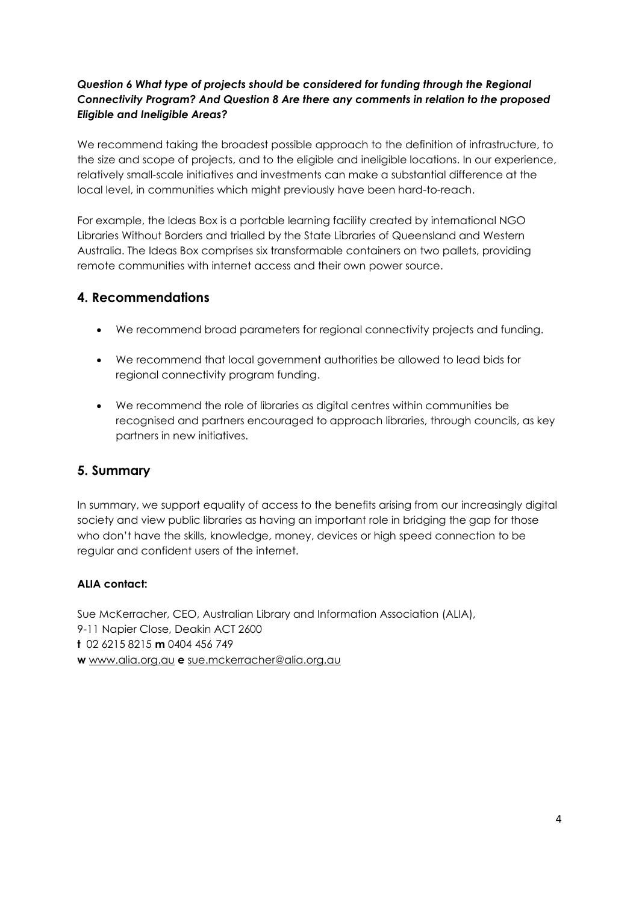***Question 6 What type of projects should be considered for funding through the Regional Connectivity Program? And Question 8 Are there any comments in relation to the proposed Eligible and Ineligible Areas?***

We recommend taking the broadest possible approach to the definition of infrastructure, to the size and scope of projects, and to the eligible and ineligible locations. In our experience, relatively small-scale initiatives and investments can make a substantial difference at the local level, in communities which might previously have been hard-to-reach.

For example, the Ideas Box is a portable learning facility created by international NGO Libraries Without Borders and trialled by the State Libraries of Queensland and Western Australia. The Ideas Box comprises six transformable containers on two pallets, providing remote communities with internet access and their own power source.

## 4. Recommendations

- We recommend broad parameters for regional connectivity projects and funding.
- We recommend that local government authorities be allowed to lead bids for regional connectivity program funding.
- We recommend the role of libraries as digital centres within communities be recognised and partners encouraged to approach libraries, through councils, as key partners in new initiatives.

## 5. Summary

In summary, we support equality of access to the benefits arising from our increasingly digital society and view public libraries as having an important role in bridging the gap for those who don't have the skills, knowledge, money, devices or high speed connection to be regular and confident users of the internet.

**ALIA contact:**

Sue McKerracher, CEO, Australian Library and Information Association (ALIA),
9-11 Napier Close, Deakin ACT 2600
**t** 02 6215 8215 **m** 0404 456 749
**w** www.alia.org.au **e** sue.mckerracher@alia.org.au